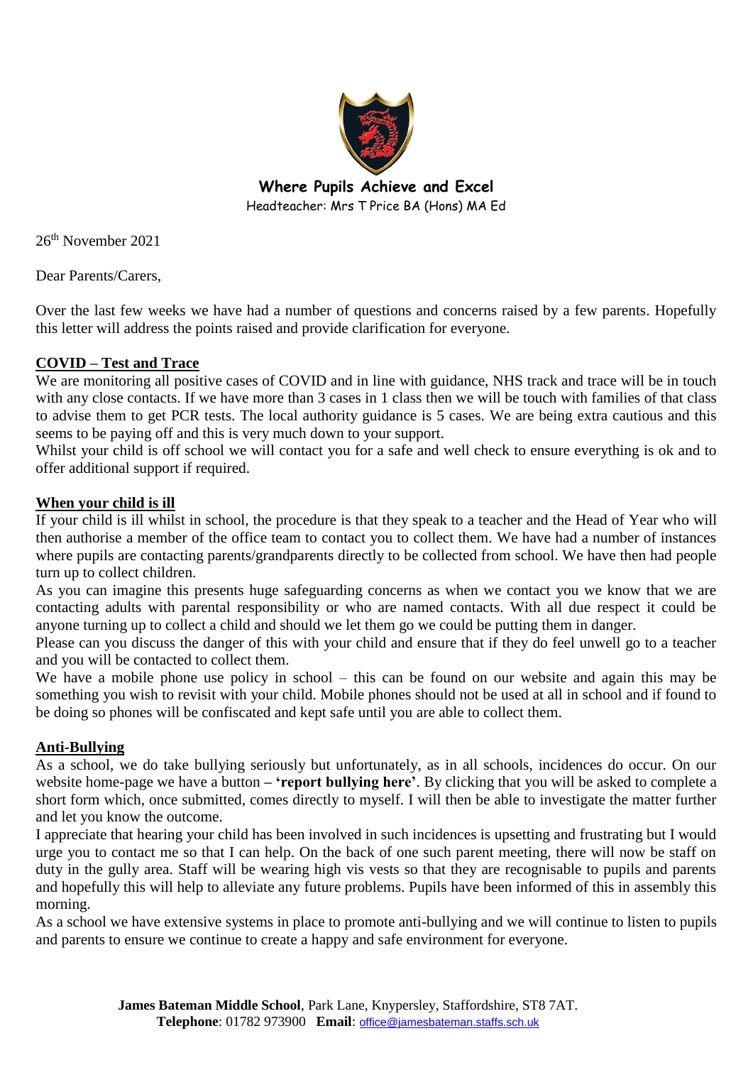**Where Pupils Achieve and Excel**

Headteacher: Mrs T Price BA (Hons) MA Ed

26th November 2021

Dear Parents/Carers,

Over the last few weeks we have had a number of questions and concerns raised by a few parents. Hopefully this letter will address the points raised and provide clarification for everyone.

## COVID – Test and Trace

We are monitoring all positive cases of COVID and in line with guidance, NHS track and trace will be in touch with any close contacts. If we have more than 3 cases in 1 class then we will be touch with families of that class to advise them to get PCR tests. The local authority guidance is 5 cases. We are being extra cautious and this seems to be paying off and this is very much down to your support.

Whilst your child is off school we will contact you for a safe and well check to ensure everything is ok and to offer additional support if required.

## When your child is ill

If your child is ill whilst in school, the procedure is that they speak to a teacher and the Head of Year who will then authorise a member of the office team to contact you to collect them. We have had a number of instances where pupils are contacting parents/grandparents directly to be collected from school. We have then had people turn up to collect children.

As you can imagine this presents huge safeguarding concerns as when we contact you we know that we are contacting adults with parental responsibility or who are named contacts. With all due respect it could be anyone turning up to collect a child and should we let them go we could be putting them in danger.

Please can you discuss the danger of this with your child and ensure that if they do feel unwell go to a teacher and you will be contacted to collect them.

We have a mobile phone use policy in school – this can be found on our website and again this may be something you wish to revisit with your child. Mobile phones should not be used at all in school and if found to be doing so phones will be confiscated and kept safe until you are able to collect them.

## Anti-Bullying

As a school, we do take bullying seriously but unfortunately, as in all schools, incidences do occur. On our website home-page we have a button **– 'report bullying here'**. By clicking that you will be asked to complete a short form which, once submitted, comes directly to myself. I will then be able to investigate the matter further and let you know the outcome.

I appreciate that hearing your child has been involved in such incidences is upsetting and frustrating but I would urge you to contact me so that I can help. On the back of one such parent meeting, there will now be staff on duty in the gully area. Staff will be wearing high vis vests so that they are recognisable to pupils and parents and hopefully this will help to alleviate any future problems. Pupils have been informed of this in assembly this morning.

As a school we have extensive systems in place to promote anti-bullying and we will continue to listen to pupils and parents to ensure we continue to create a happy and safe environment for everyone.

**James Bateman Middle School**, Park Lane, Knypersley, Staffordshire, ST8 7AT.
**Telephone**: 01782 973900 **Email**: office@jamesbateman.staffs.sch.uk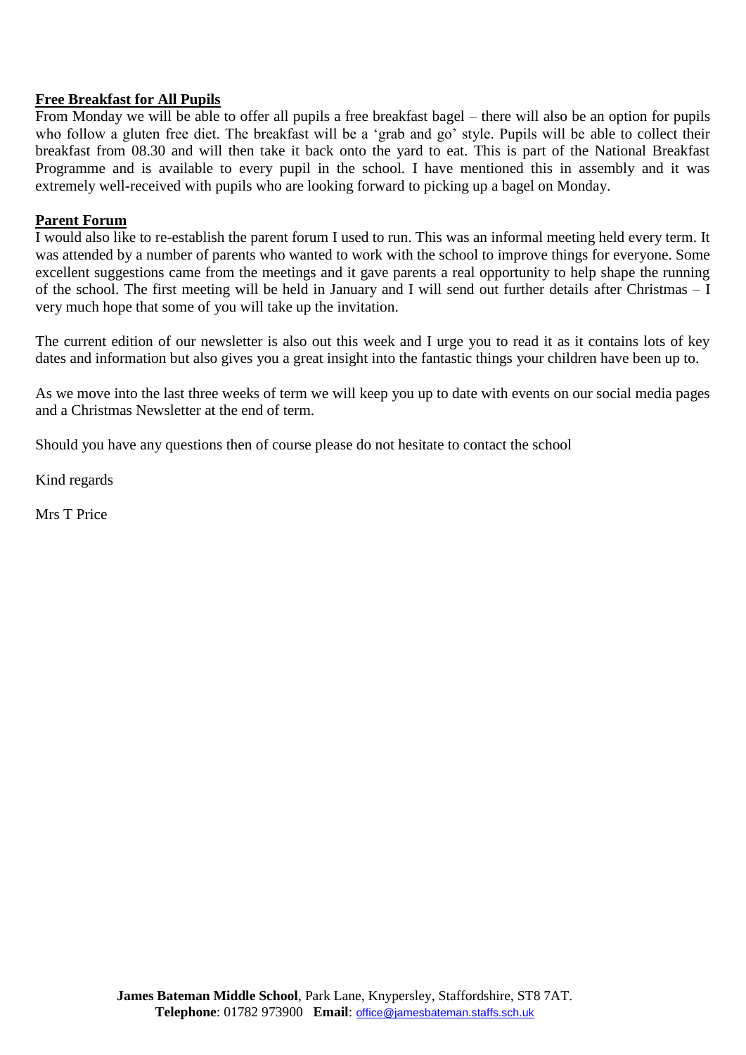**Free Breakfast for All Pupils**

From Monday we will be able to offer all pupils a free breakfast bagel – there will also be an option for pupils who follow a gluten free diet. The breakfast will be a 'grab and go' style. Pupils will be able to collect their breakfast from 08.30 and will then take it back onto the yard to eat. This is part of the National Breakfast Programme and is available to every pupil in the school. I have mentioned this in assembly and it was extremely well-received with pupils who are looking forward to picking up a bagel on Monday.

**Parent Forum**

I would also like to re-establish the parent forum I used to run. This was an informal meeting held every term. It was attended by a number of parents who wanted to work with the school to improve things for everyone. Some excellent suggestions came from the meetings and it gave parents a real opportunity to help shape the running of the school. The first meeting will be held in January and I will send out further details after Christmas – I very much hope that some of you will take up the invitation.

The current edition of our newsletter is also out this week and I urge you to read it as it contains lots of key dates and information but also gives you a great insight into the fantastic things your children have been up to.

As we move into the last three weeks of term we will keep you up to date with events on our social media pages and a Christmas Newsletter at the end of term.

Should you have any questions then of course please do not hesitate to contact the school

Kind regards

Mrs T Price